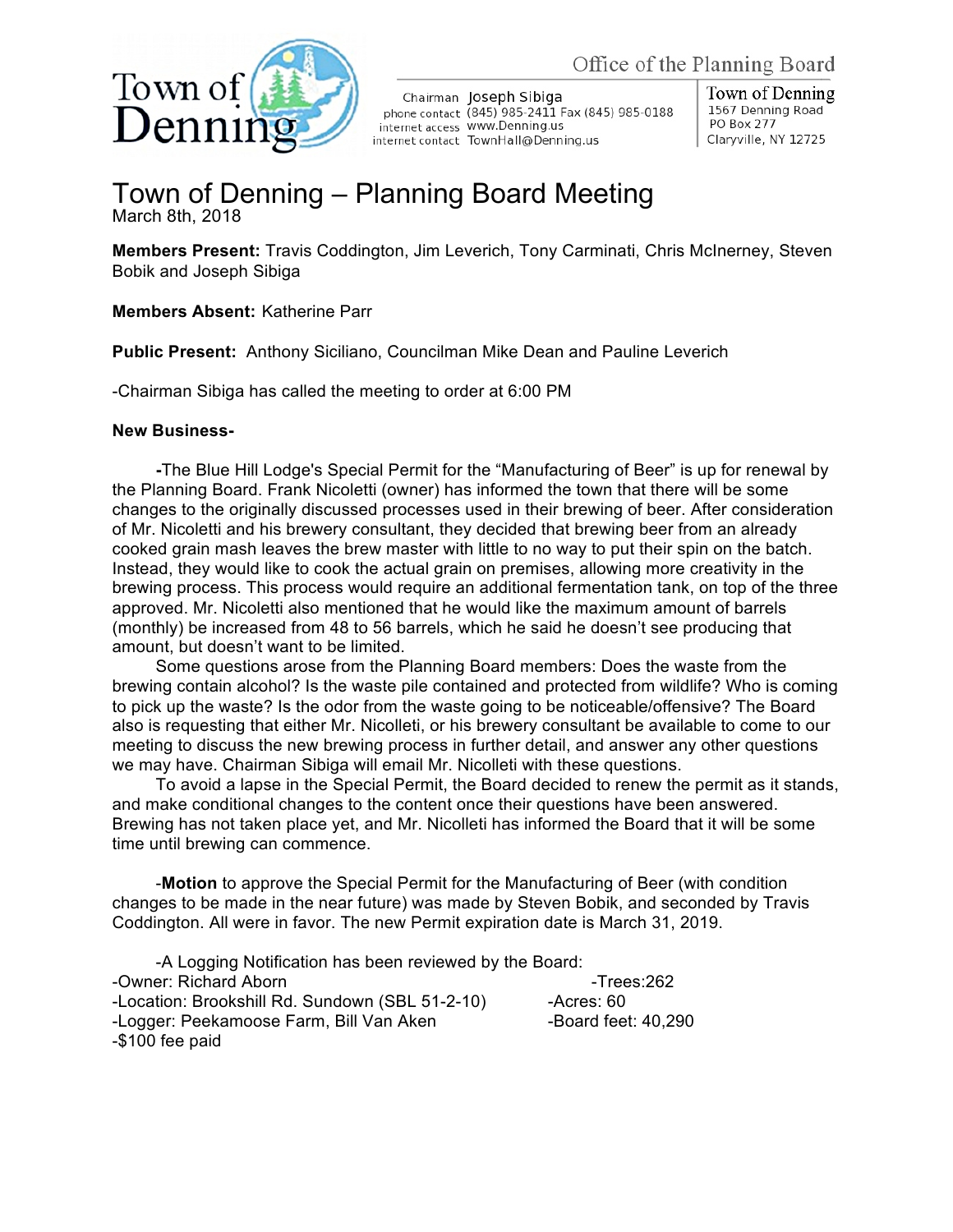Office of the Planning Board

Chairman Joseph Sibiga
phone contact (845) 985-2411 Fax (845) 985-0188
internet access www.Denning.us
internet contact TownHall@Denning.us

Town of Denning
1567 Denning Road
PO Box 277
Claryville, NY 12725

# Town of Denning – Planning Board Meeting

March 8th, 2018

**Members Present:** Travis Coddington, Jim Leverich, Tony Carminati, Chris McInerney, Steven Bobik and Joseph Sibiga

**Members Absent:** Katherine Parr

**Public Present:** Anthony Siciliano, Councilman Mike Dean and Pauline Leverich

-Chairman Sibiga has called the meeting to order at 6:00 PM

**New Business-**

**-**The Blue Hill Lodge's Special Permit for the "Manufacturing of Beer" is up for renewal by the Planning Board. Frank Nicoletti (owner) has informed the town that there will be some changes to the originally discussed processes used in their brewing of beer. After consideration of Mr. Nicoletti and his brewery consultant, they decided that brewing beer from an already cooked grain mash leaves the brew master with little to no way to put their spin on the batch. Instead, they would like to cook the actual grain on premises, allowing more creativity in the brewing process. This process would require an additional fermentation tank, on top of the three approved. Mr. Nicoletti also mentioned that he would like the maximum amount of barrels (monthly) be increased from 48 to 56 barrels, which he said he doesn't see producing that amount, but doesn't want to be limited.

Some questions arose from the Planning Board members: Does the waste from the brewing contain alcohol? Is the waste pile contained and protected from wildlife? Who is coming to pick up the waste? Is the odor from the waste going to be noticeable/offensive? The Board also is requesting that either Mr. Nicolleti, or his brewery consultant be available to come to our meeting to discuss the new brewing process in further detail, and answer any other questions we may have. Chairman Sibiga will email Mr. Nicolleti with these questions.

To avoid a lapse in the Special Permit, the Board decided to renew the permit as it stands, and make conditional changes to the content once their questions have been answered. Brewing has not taken place yet, and Mr. Nicolleti has informed the Board that it will be some time until brewing can commence.

-**Motion** to approve the Special Permit for the Manufacturing of Beer (with condition changes to be made in the near future) was made by Steven Bobik, and seconded by Travis Coddington. All were in favor. The new Permit expiration date is March 31, 2019.

-A Logging Notification has been reviewed by the Board:

-Owner: Richard Aborn
-Location: Brookshill Rd. Sundown (SBL 51-2-10)
-Logger: Peekamoose Farm, Bill Van Aken
-$100 fee paid

-Trees:262
-Acres: 60
-Board feet: 40,290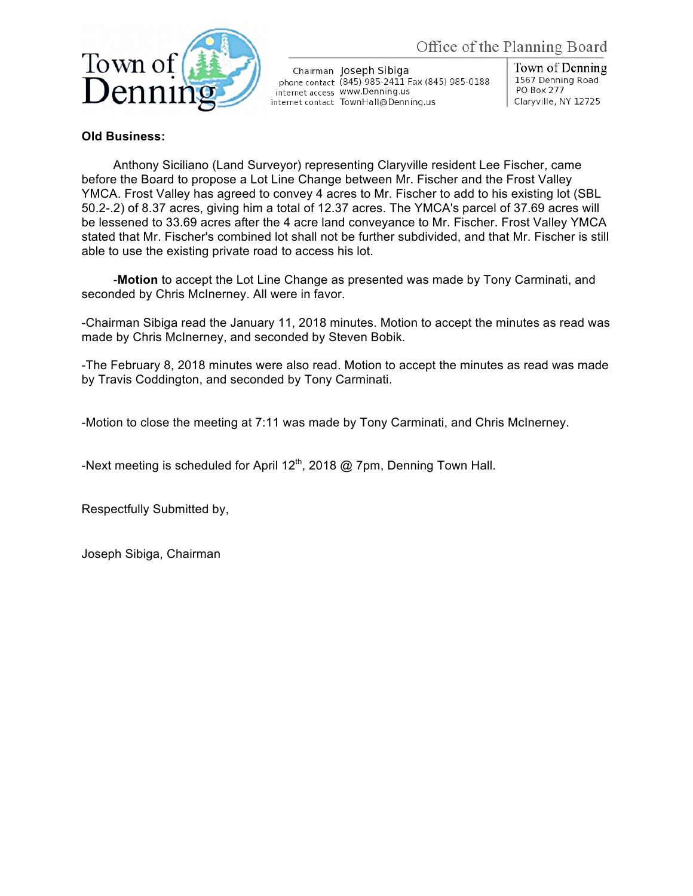Office of the Planning Board

Town of Denning

Chairman Joseph Sibiga
phone contact (845) 985-2411 Fax (845) 985-0188
internet access www.Denning.us
internet contact TownHall@Denning.us

Town of Denning
1567 Denning Road
PO Box 277
Claryville, NY 12725

**Old Business:**

Anthony Siciliano (Land Surveyor) representing Claryville resident Lee Fischer, came before the Board to propose a Lot Line Change between Mr. Fischer and the Frost Valley YMCA. Frost Valley has agreed to convey 4 acres to Mr. Fischer to add to his existing lot (SBL 50.2-.2) of 8.37 acres, giving him a total of 12.37 acres. The YMCA's parcel of 37.69 acres will be lessened to 33.69 acres after the 4 acre land conveyance to Mr. Fischer. Frost Valley YMCA stated that Mr. Fischer's combined lot shall not be further subdivided, and that Mr. Fischer is still able to use the existing private road to access his lot.

-**Motion** to accept the Lot Line Change as presented was made by Tony Carminati, and seconded by Chris McInerney. All were in favor.

-Chairman Sibiga read the January 11, 2018 minutes. Motion to accept the minutes as read was made by Chris McInerney, and seconded by Steven Bobik.

-The February 8, 2018 minutes were also read. Motion to accept the minutes as read was made by Travis Coddington, and seconded by Tony Carminati.

-Motion to close the meeting at 7:11 was made by Tony Carminati, and Chris McInerney.

-Next meeting is scheduled for April 12th, 2018 @ 7pm, Denning Town Hall.

Respectfully Submitted by,

Joseph Sibiga, Chairman